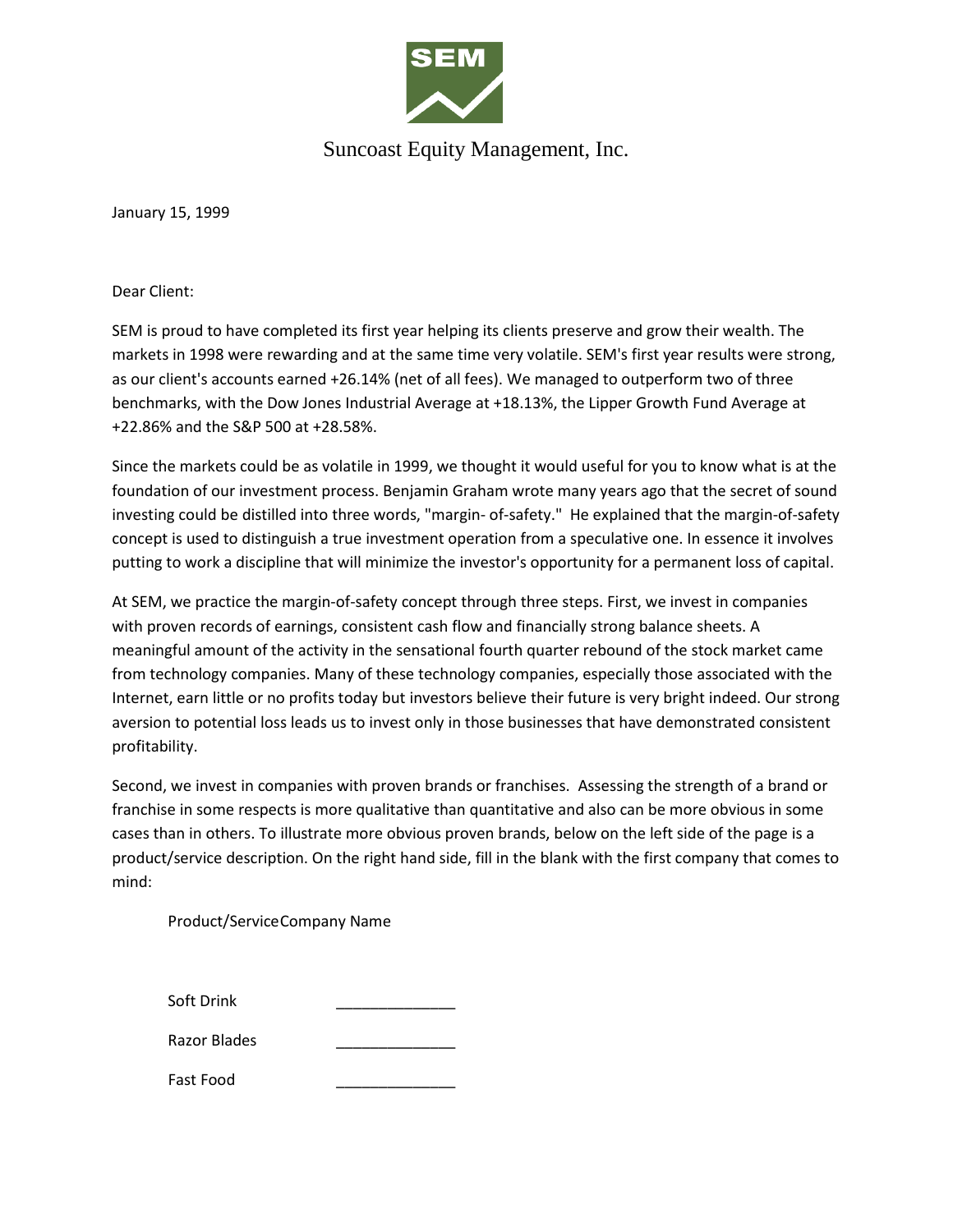Suncoast Equity Management, Inc.

January 15, 1999

Dear Client:

SEM is proud to have completed its first year helping its clients preserve and grow their wealth. The markets in 1998 were rewarding and at the same time very volatile. SEM's first year results were strong, as our client's accounts earned +26.14% (net of all fees). We managed to outperform two of three benchmarks, with the Dow Jones Industrial Average at +18.13%, the Lipper Growth Fund Average at +22.86% and the S&P 500 at +28.58%.

Since the markets could be as volatile in 1999, we thought it would useful for you to know what is at the foundation of our investment process. Benjamin Graham wrote many years ago that the secret of sound investing could be distilled into three words, "margin- of-safety." He explained that the margin-of-safety concept is used to distinguish a true investment operation from a speculative one. In essence it involves putting to work a discipline that will minimize the investor's opportunity for a permanent loss of capital.

At SEM, we practice the margin-of-safety concept through three steps. First, we invest in companies with proven records of earnings, consistent cash flow and financially strong balance sheets. A meaningful amount of the activity in the sensational fourth quarter rebound of the stock market came from technology companies. Many of these technology companies, especially those associated with the Internet, earn little or no profits today but investors believe their future is very bright indeed. Our strong aversion to potential loss leads us to invest only in those businesses that have demonstrated consistent profitability.

Second, we invest in companies with proven brands or franchises. Assessing the strength of a brand or franchise in some respects is more qualitative than quantitative and also can be more obvious in some cases than in others. To illustrate more obvious proven brands, below on the left side of the page is a product/service description. On the right hand side, fill in the blank with the first company that comes to mind:

| Product/Service | Company Name |
| --- | --- |
| Soft Drink | ______________ |
| Razor Blades | ______________ |
| Fast Food | ______________ |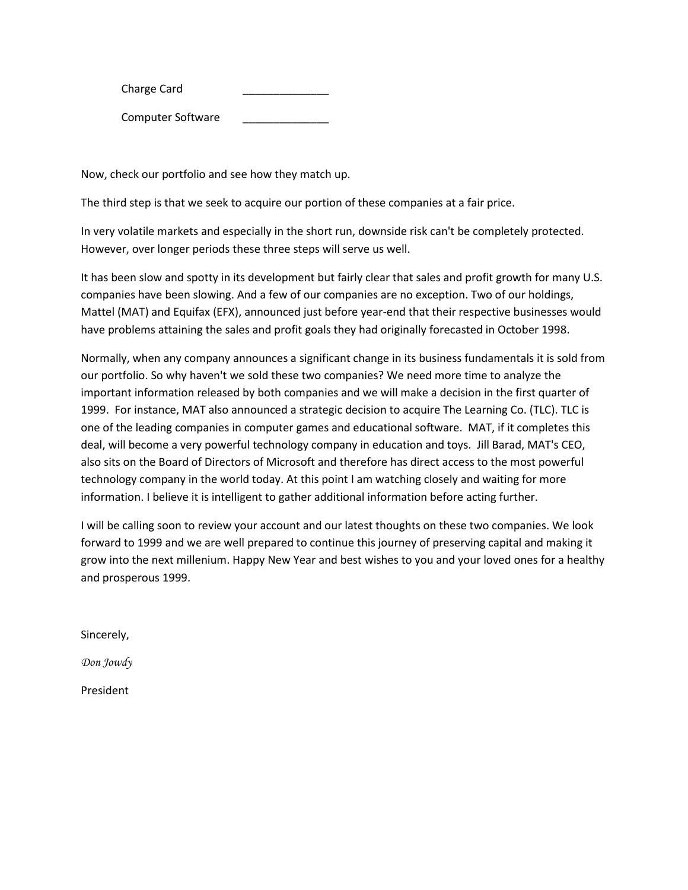Charge Card ______________

Computer Software ______________

Now, check our portfolio and see how they match up.

The third step is that we seek to acquire our portion of these companies at a fair price.

In very volatile markets and especially in the short run, downside risk can't be completely protected. However, over longer periods these three steps will serve us well.

It has been slow and spotty in its development but fairly clear that sales and profit growth for many U.S. companies have been slowing. And a few of our companies are no exception. Two of our holdings, Mattel (MAT) and Equifax (EFX), announced just before year-end that their respective businesses would have problems attaining the sales and profit goals they had originally forecasted in October 1998.

Normally, when any company announces a significant change in its business fundamentals it is sold from our portfolio. So why haven't we sold these two companies? We need more time to analyze the important information released by both companies and we will make a decision in the first quarter of 1999. For instance, MAT also announced a strategic decision to acquire The Learning Co. (TLC). TLC is one of the leading companies in computer games and educational software. MAT, if it completes this deal, will become a very powerful technology company in education and toys. Jill Barad, MAT's CEO, also sits on the Board of Directors of Microsoft and therefore has direct access to the most powerful technology company in the world today. At this point I am watching closely and waiting for more information. I believe it is intelligent to gather additional information before acting further.

I will be calling soon to review your account and our latest thoughts on these two companies. We look forward to 1999 and we are well prepared to continue this journey of preserving capital and making it grow into the next millenium. Happy New Year and best wishes to you and your loved ones for a healthy and prosperous 1999.

Sincerely,

*Don Jowdy*

President